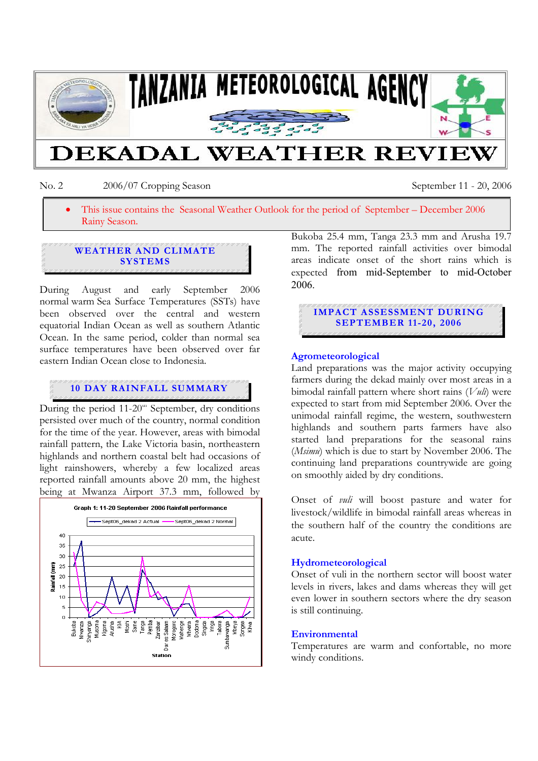# TANZANIA METEOROLOGICAL AGENCY

# DEKADAL WEATHER REVIEW

No. 2 2006/07 Cropping Season September 11 - 20, 2006

- This issue contains the Seasonal Weather Outlook for the period of September – December 2006 Rainy Season.

## WEATHER AND CLIMATE SYSTEMS

During August and early September 2006 normal warm Sea Surface Temperatures (SSTs) have been observed over the central and western equatorial Indian Ocean as well as southern Atlantic Ocean. In the same period, colder than normal sea surface temperatures have been observed over far eastern Indian Ocean close to Indonesia.

## 10 DAY RAINFALL SUMMARY

During the period 11-20th September, dry conditions persisted over much of the country, normal condition for the time of the year. However, areas with bimodal rainfall pattern, the Lake Victoria basin, northeastern highlands and northern coastal belt had occasions of light rainshowers, whereby a few localized areas reported rainfall amounts above 20 mm, the highest being at Mwanza Airport 37.3 mm, followed by Bukoba 25.4 mm, Tanga 23.3 mm and Arusha 19.7 mm. The reported rainfall activities over bimodal areas indicate onset of the short rains which is expected from mid-September to mid-October 2006.

Graph 1: 11-20 September 2006 Rainfall performance

## IMPACT ASSESSMENT DURING SEPTEMBER 11-20, 2006

### Agrometeorological

Land preparations was the major activity occupying farmers during the dekad mainly over most areas in a bimodal rainfall pattern where short rains (*Vuli*) were expected to start from mid September 2006. Over the unimodal rainfall regime, the western, southwestern highlands and southern parts farmers have also started land preparations for the seasonal rains (*Msimu*) which is due to start by November 2006. The continuing land preparations countrywide are going on smoothly aided by dry conditions.

Onset of *vuli* will boost pasture and water for livestock/wildlife in bimodal rainfall areas whereas in the southern half of the country the conditions are acute.

### Hydrometeorological

Onset of vuli in the northern sector will boost water levels in rivers, lakes and dams whereas they will get even lower in southern sectors where the dry season is still continuing.

### Environmental

Temperatures are warm and confortable, no more windy conditions.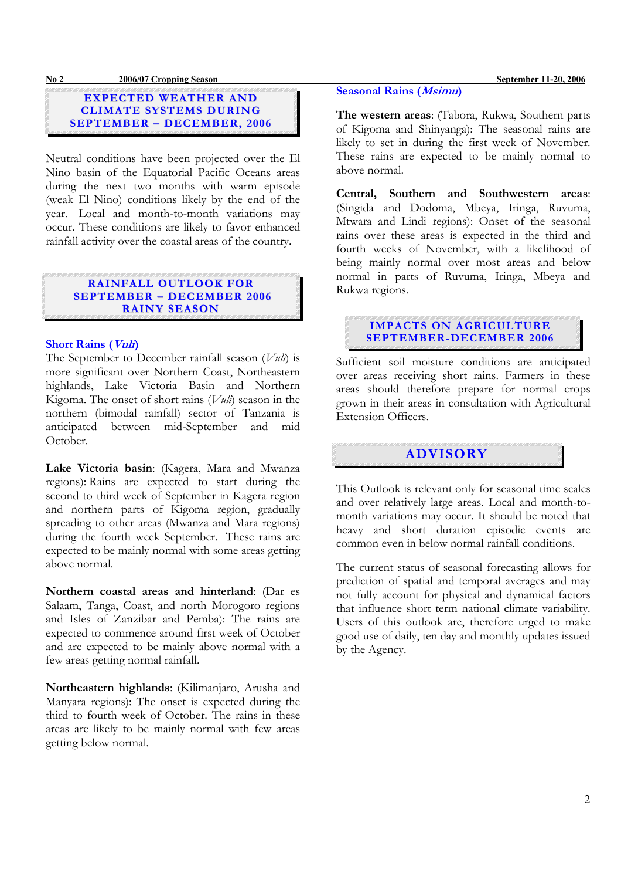## EXPECTED WEATHER AND CLIMATE SYSTEMS DURING SEPTEMBER – DECEMBER, 2006

Neutral conditions have been projected over the El Nino basin of the Equatorial Pacific Oceans areas during the next two months with warm episode (weak El Nino) conditions likely by the end of the year. Local and month-to-month variations may occur. These conditions are likely to favor enhanced rainfall activity over the coastal areas of the country.

## RAINFALL OUTLOOK FOR SEPTEMBER – DECEMBER 2006 RAINY SEASON

### Short Rains (*Vuli*)

The September to December rainfall season (*Vuli*) is more significant over Northern Coast, Northeastern highlands, Lake Victoria Basin and Northern Kigoma. The onset of short rains (*Vuli*) season in the northern (bimodal rainfall) sector of Tanzania is anticipated between mid-September and mid October.

**Lake Victoria basin**: (Kagera, Mara and Mwanza regions): Rains are expected to start during the second to third week of September in Kagera region and northern parts of Kigoma region, gradually spreading to other areas (Mwanza and Mara regions) during the fourth week September. These rains are expected to be mainly normal with some areas getting above normal.

**Northern coastal areas and hinterland**: (Dar es Salaam, Tanga, Coast, and north Morogoro regions and Isles of Zanzibar and Pemba): The rains are expected to commence around first week of October and are expected to be mainly above normal with a few areas getting normal rainfall.

**Northeastern highlands**: (Kilimanjaro, Arusha and Manyara regions): The onset is expected during the third to fourth week of October. The rains in these areas are likely to be mainly normal with few areas getting below normal.

### Seasonal Rains (*Msimu*)

**The western areas**: (Tabora, Rukwa, Southern parts of Kigoma and Shinyanga): The seasonal rains are likely to set in during the first week of November. These rains are expected to be mainly normal to above normal.

**Central, Southern and Southwestern areas**: (Singida and Dodoma, Mbeya, Iringa, Ruvuma, Mtwara and Lindi regions): Onset of the seasonal rains over these areas is expected in the third and fourth weeks of November, with a likelihood of being mainly normal over most areas and below normal in parts of Ruvuma, Iringa, Mbeya and Rukwa regions.

## IMPACTS ON AGRICULTURE SEPTEMBER-DECEMBER 2006

Sufficient soil moisture conditions are anticipated over areas receiving short rains. Farmers in these areas should therefore prepare for normal crops grown in their areas in consultation with Agricultural Extension Officers.

## ADVISORY

This Outlook is relevant only for seasonal time scales and over relatively large areas. Local and month-to-month variations may occur. It should be noted that heavy and short duration episodic events are common even in below normal rainfall conditions.

The current status of seasonal forecasting allows for prediction of spatial and temporal averages and may not fully account for physical and dynamical factors that influence short term national climate variability. Users of this outlook are, therefore urged to make good use of daily, ten day and monthly updates issued by the Agency.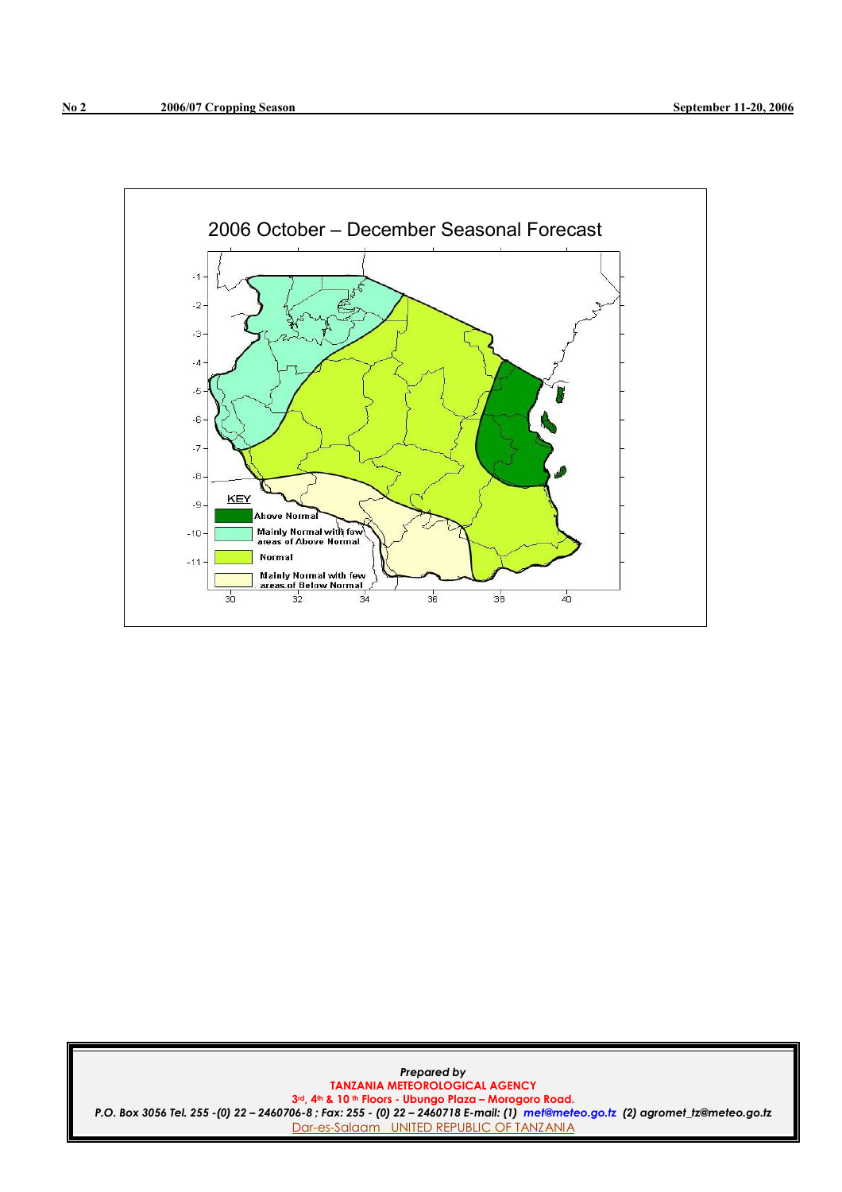2006 October – December Seasonal Forecast

KEY

Above Normal

Mainly Normal with few areas of Above Normal

Normal

Mainly Normal with few areas of Below Normal

-1
-2
-3
-4
-5
-6
-7
-8
-9
-10
-11

30
32
34
36
38
40

*Prepared by*

**TANZANIA METEOROLOGICAL AGENCY**

**3rd, 4th & 10 th Floors - Ubungo Plaza – Morogoro Road.**

***P.O. Box 3056 Tel. 255 -(0) 22 – 2460706-8 ; Fax: 255 - (0) 22 – 2460718 E-mail: (1) met@meteo.go.tz (2) agromet_tz@meteo.go.tz***

Dar-es-Salaam UNITED REPUBLIC OF TANZANIA